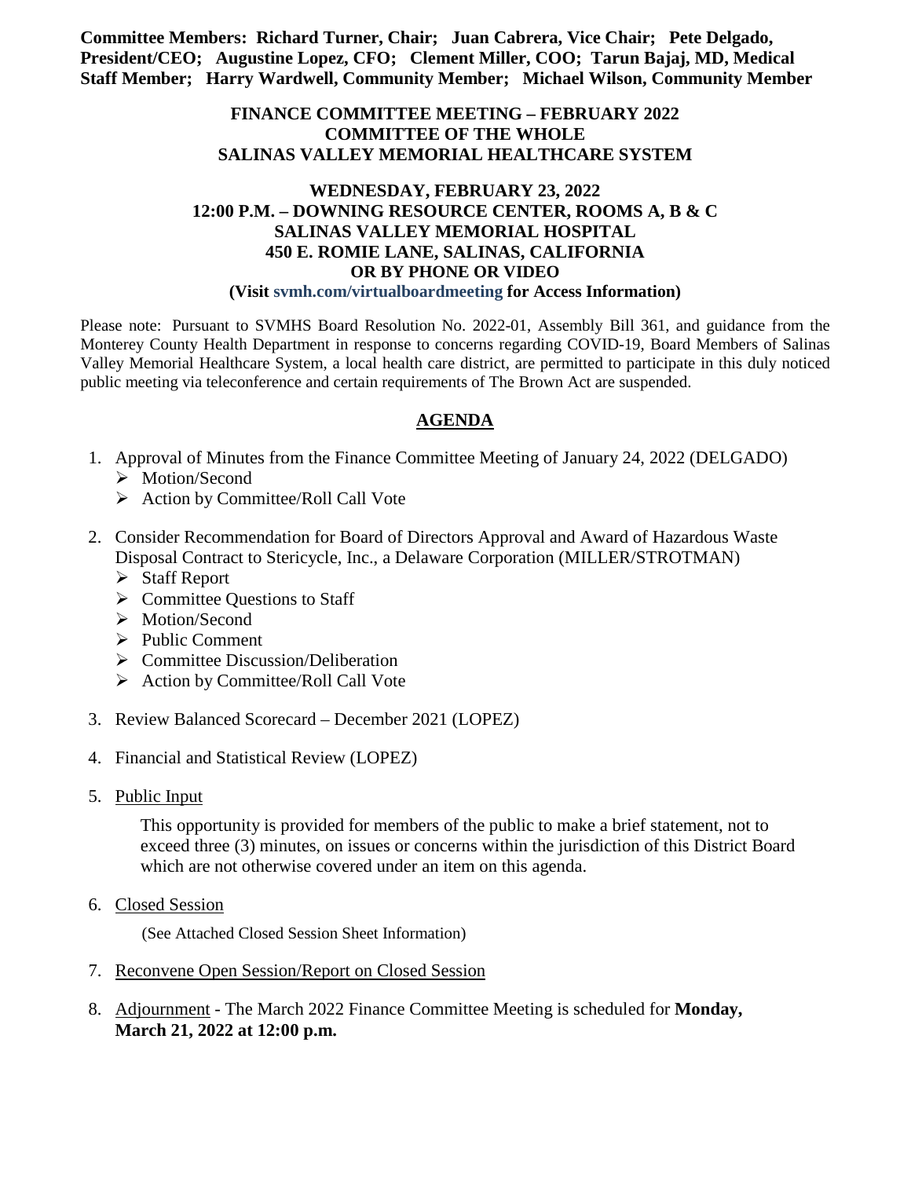**Committee Members: Richard Turner, Chair; Juan Cabrera, Vice Chair; Pete Delgado, President/CEO; Augustine Lopez, CFO; Clement Miller, COO; Tarun Bajaj, MD, Medical Staff Member; Harry Wardwell, Community Member; Michael Wilson, Community Member**

**FINANCE COMMITTEE MEETING – FEBRUARY 2022**
**COMMITTEE OF THE WHOLE**
**SALINAS VALLEY MEMORIAL HEALTHCARE SYSTEM**

**WEDNESDAY, FEBRUARY 23, 2022**
**12:00 P.M. – DOWNING RESOURCE CENTER, ROOMS A, B & C**
**SALINAS VALLEY MEMORIAL HOSPITAL**
**450 E. ROMIE LANE, SALINAS, CALIFORNIA**
**OR BY PHONE OR VIDEO**
**(Visit svmh.com/virtualboardmeeting for Access Information)**

Please note: Pursuant to SVMHS Board Resolution No. 2022-01, Assembly Bill 361, and guidance from the Monterey County Health Department in response to concerns regarding COVID-19, Board Members of Salinas Valley Memorial Healthcare System, a local health care district, are permitted to participate in this duly noticed public meeting via teleconference and certain requirements of The Brown Act are suspended.

## AGENDA

1. Approval of Minutes from the Finance Committee Meeting of January 24, 2022 (DELGADO)
   - Motion/Second
   - Action by Committee/Roll Call Vote

2. Consider Recommendation for Board of Directors Approval and Award of Hazardous Waste Disposal Contract to Stericycle, Inc., a Delaware Corporation (MILLER/STROTMAN)
   - Staff Report
   - Committee Questions to Staff
   - Motion/Second
   - Public Comment
   - Committee Discussion/Deliberation
   - Action by Committee/Roll Call Vote

3. Review Balanced Scorecard – December 2021 (LOPEZ)

4. Financial and Statistical Review (LOPEZ)

5. Public Input

   This opportunity is provided for members of the public to make a brief statement, not to exceed three (3) minutes, on issues or concerns within the jurisdiction of this District Board which are not otherwise covered under an item on this agenda.

6. Closed Session

   (See Attached Closed Session Sheet Information)

7. Reconvene Open Session/Report on Closed Session

8. Adjournment - The March 2022 Finance Committee Meeting is scheduled for **Monday, March 21, 2022 at 12:00 p.m.**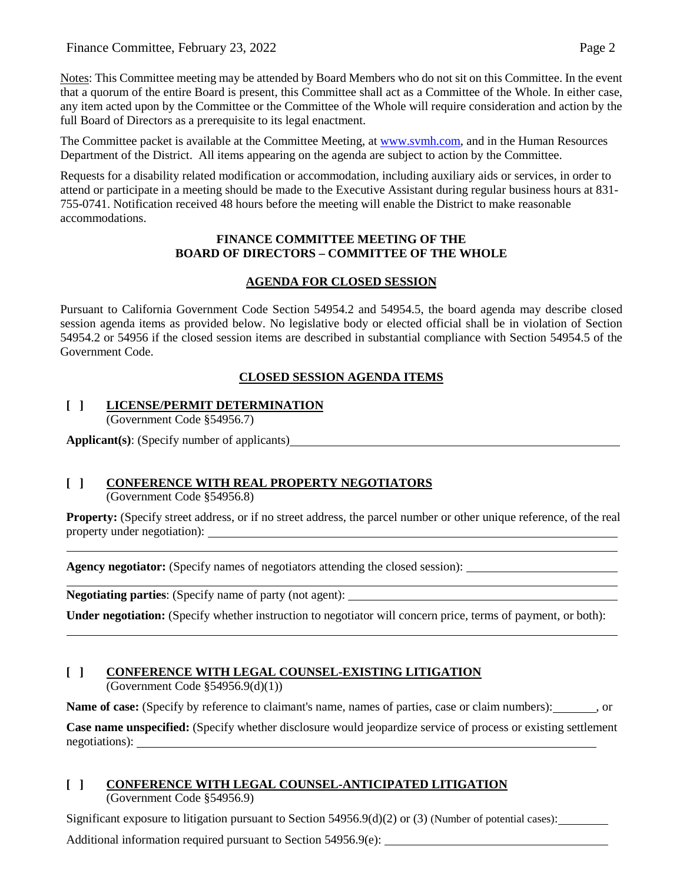Notes: This Committee meeting may be attended by Board Members who do not sit on this Committee. In the event that a quorum of the entire Board is present, this Committee shall act as a Committee of the Whole. In either case, any item acted upon by the Committee or the Committee of the Whole will require consideration and action by the full Board of Directors as a prerequisite to its legal enactment.

The Committee packet is available at the Committee Meeting, at www.svmh.com, and in the Human Resources Department of the District. All items appearing on the agenda are subject to action by the Committee.

Requests for a disability related modification or accommodation, including auxiliary aids or services, in order to attend or participate in a meeting should be made to the Executive Assistant during regular business hours at 831-755-0741. Notification received 48 hours before the meeting will enable the District to make reasonable accommodations.

**FINANCE COMMITTEE MEETING OF THE BOARD OF DIRECTORS – COMMITTEE OF THE WHOLE**

**AGENDA FOR CLOSED SESSION**

Pursuant to California Government Code Section 54954.2 and 54954.5, the board agenda may describe closed session agenda items as provided below. No legislative body or elected official shall be in violation of Section 54954.2 or 54956 if the closed session items are described in substantial compliance with Section 54954.5 of the Government Code.

**CLOSED SESSION AGENDA ITEMS**

**[ ] LICENSE/PERMIT DETERMINATION**
(Government Code §54956.7)

**Applicant(s)**: (Specify number of applicants) ______________________

**[ ] CONFERENCE WITH REAL PROPERTY NEGOTIATORS**
(Government Code §54956.8)

**Property:** (Specify street address, or if no street address, the parcel number or other unique reference, of the real property under negotiation): ______________________

**Agency negotiator:** (Specify names of negotiators attending the closed session): ______________________

**Negotiating parties**: (Specify name of party (not agent): ______________________

**Under negotiation:** (Specify whether instruction to negotiator will concern price, terms of payment, or both): ______________________

**[ ] CONFERENCE WITH LEGAL COUNSEL-EXISTING LITIGATION**
(Government Code §54956.9(d)(1))

**Name of case:** (Specify by reference to claimant's name, names of parties, case or claim numbers): ________, or

**Case name unspecified:** (Specify whether disclosure would jeopardize service of process or existing settlement negotiations): ______________________

**[ ] CONFERENCE WITH LEGAL COUNSEL-ANTICIPATED LITIGATION**
(Government Code §54956.9)

Significant exposure to litigation pursuant to Section 54956.9(d)(2) or (3) (Number of potential cases): ________

Additional information required pursuant to Section 54956.9(e): ______________________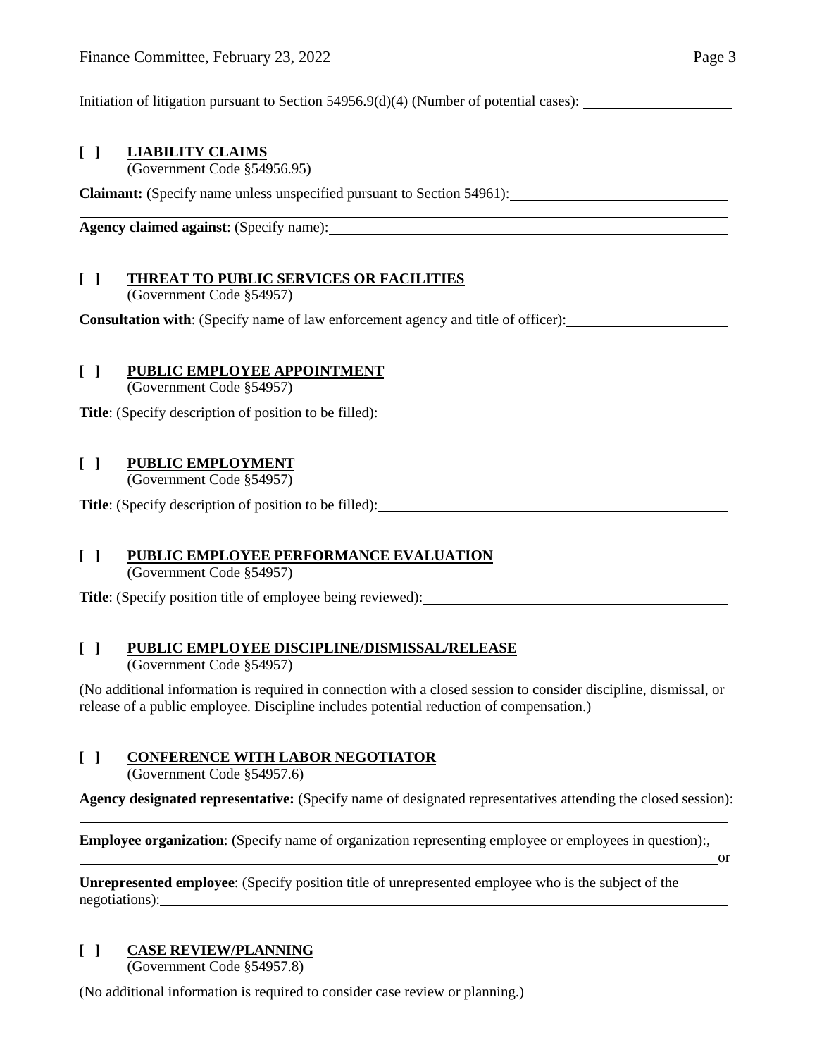Initiation of litigation pursuant to Section 54956.9(d)(4) (Number of potential cases): ____________________

**[ ] LIABILITY CLAIMS**
(Government Code §54956.95)

**Claimant:** (Specify name unless unspecified pursuant to Section 54961): ____________________

**Agency claimed against**: (Specify name): ____________________

**[ ] THREAT TO PUBLIC SERVICES OR FACILITIES**
(Government Code §54957)

**Consultation with**: (Specify name of law enforcement agency and title of officer): ____________________

**[ ] PUBLIC EMPLOYEE APPOINTMENT**
(Government Code §54957)

**Title**: (Specify description of position to be filled): ____________________

**[ ] PUBLIC EMPLOYMENT**
(Government Code §54957)

**Title**: (Specify description of position to be filled): ____________________

**[ ] PUBLIC EMPLOYEE PERFORMANCE EVALUATION**
(Government Code §54957)

**Title**: (Specify position title of employee being reviewed): ____________________

**[ ] PUBLIC EMPLOYEE DISCIPLINE/DISMISSAL/RELEASE**
(Government Code §54957)

(No additional information is required in connection with a closed session to consider discipline, dismissal, or release of a public employee. Discipline includes potential reduction of compensation.)

**[ ] CONFERENCE WITH LABOR NEGOTIATOR**
(Government Code §54957.6)

**Agency designated representative:** (Specify name of designated representatives attending the closed session): ____________________

**Employee organization**: (Specify name of organization representing employee or employees in question):, ____________________ or

**Unrepresented employee**: (Specify position title of unrepresented employee who is the subject of the negotiations): ____________________

**[ ] CASE REVIEW/PLANNING**
(Government Code §54957.8)

(No additional information is required to consider case review or planning.)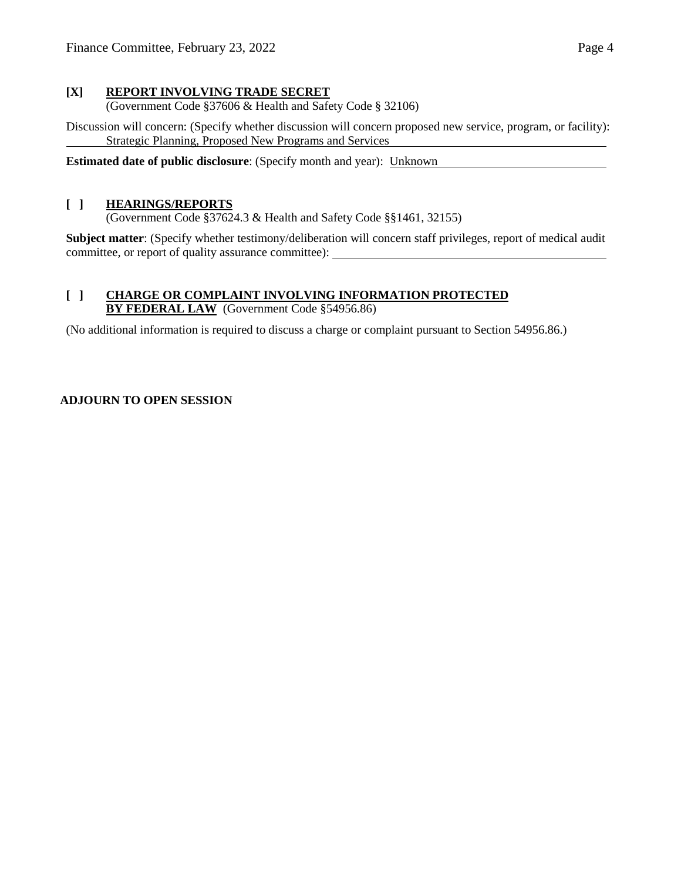**[X] REPORT INVOLVING TRADE SECRET**
(Government Code §37606 & Health and Safety Code § 32106)

Discussion will concern: (Specify whether discussion will concern proposed new service, program, or facility): Strategic Planning, Proposed New Programs and Services

**Estimated date of public disclosure**: (Specify month and year): Unknown

**[ ] HEARINGS/REPORTS**
(Government Code §37624.3 & Health and Safety Code §§1461, 32155)

**Subject matter**: (Specify whether testimony/deliberation will concern staff privileges, report of medical audit committee, or report of quality assurance committee):

**[ ] CHARGE OR COMPLAINT INVOLVING INFORMATION PROTECTED BY FEDERAL LAW** (Government Code §54956.86)

(No additional information is required to discuss a charge or complaint pursuant to Section 54956.86.)

**ADJOURN TO OPEN SESSION**